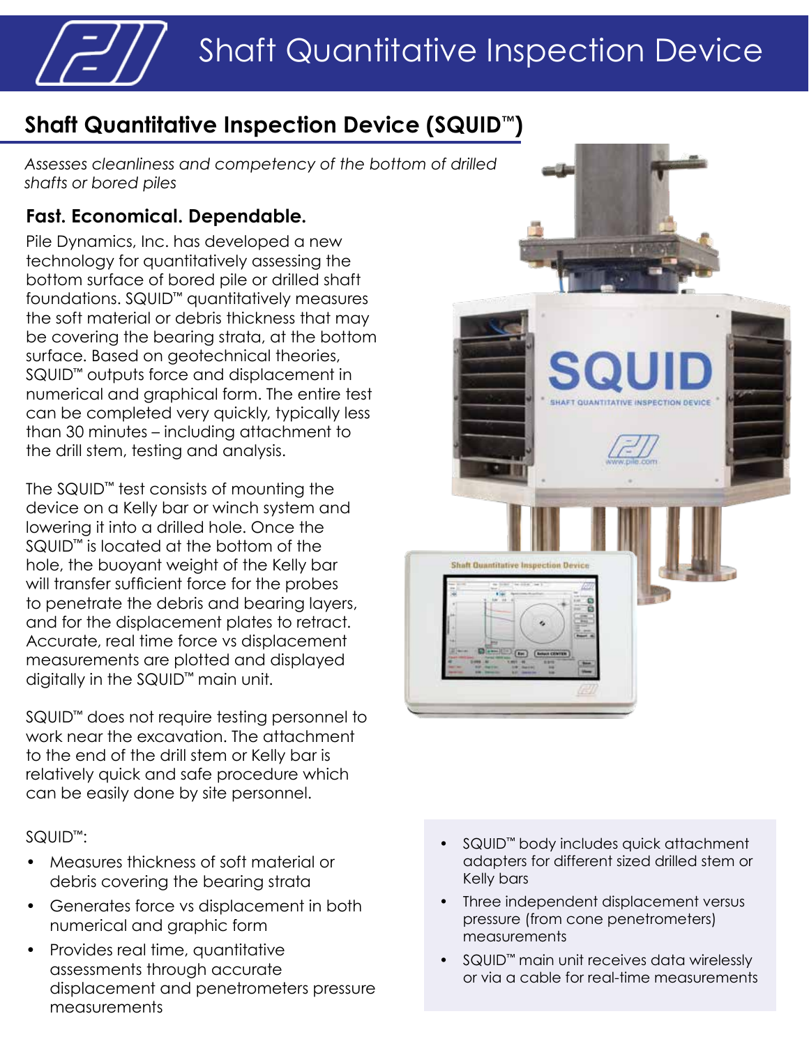# Shaft Quantitative Inspection Device

## Shaft Quantitative Inspection Device (SQUID™)

*Assesses cleanliness and competency of the bottom of drilled shafts or bored piles*

### Fast. Economical. Dependable.

Pile Dynamics, Inc. has developed a new technology for quantitatively assessing the bottom surface of bored pile or drilled shaft foundations. SQUID™ quantitatively measures the soft material or debris thickness that may be covering the bearing strata, at the bottom surface. Based on geotechnical theories, SQUID™ outputs force and displacement in numerical and graphical form. The entire test can be completed very quickly, typically less than 30 minutes – including attachment to the drill stem, testing and analysis.

The SQUID™ test consists of mounting the device on a Kelly bar or winch system and lowering it into a drilled hole. Once the SQUID™ is located at the bottom of the hole, the buoyant weight of the Kelly bar will transfer sufficient force for the probes to penetrate the debris and bearing layers, and for the displacement plates to retract. Accurate, real time force vs displacement measurements are plotted and displayed digitally in the SQUID™ main unit.

SQUID™ does not require testing personnel to work near the excavation. The attachment to the end of the drill stem or Kelly bar is relatively quick and safe procedure which can be easily done by site personnel.

SQUID™:

- Measures thickness of soft material or debris covering the bearing strata
- Generates force vs displacement in both numerical and graphic form
- Provides real time, quantitative assessments through accurate displacement and penetrometers pressure measurements
- SQUID™ body includes quick attachment adapters for different sized drilled stem or Kelly bars
- Three independent displacement versus pressure (from cone penetrometers) measurements
- SQUID™ main unit receives data wirelessly or via a cable for real-time measurements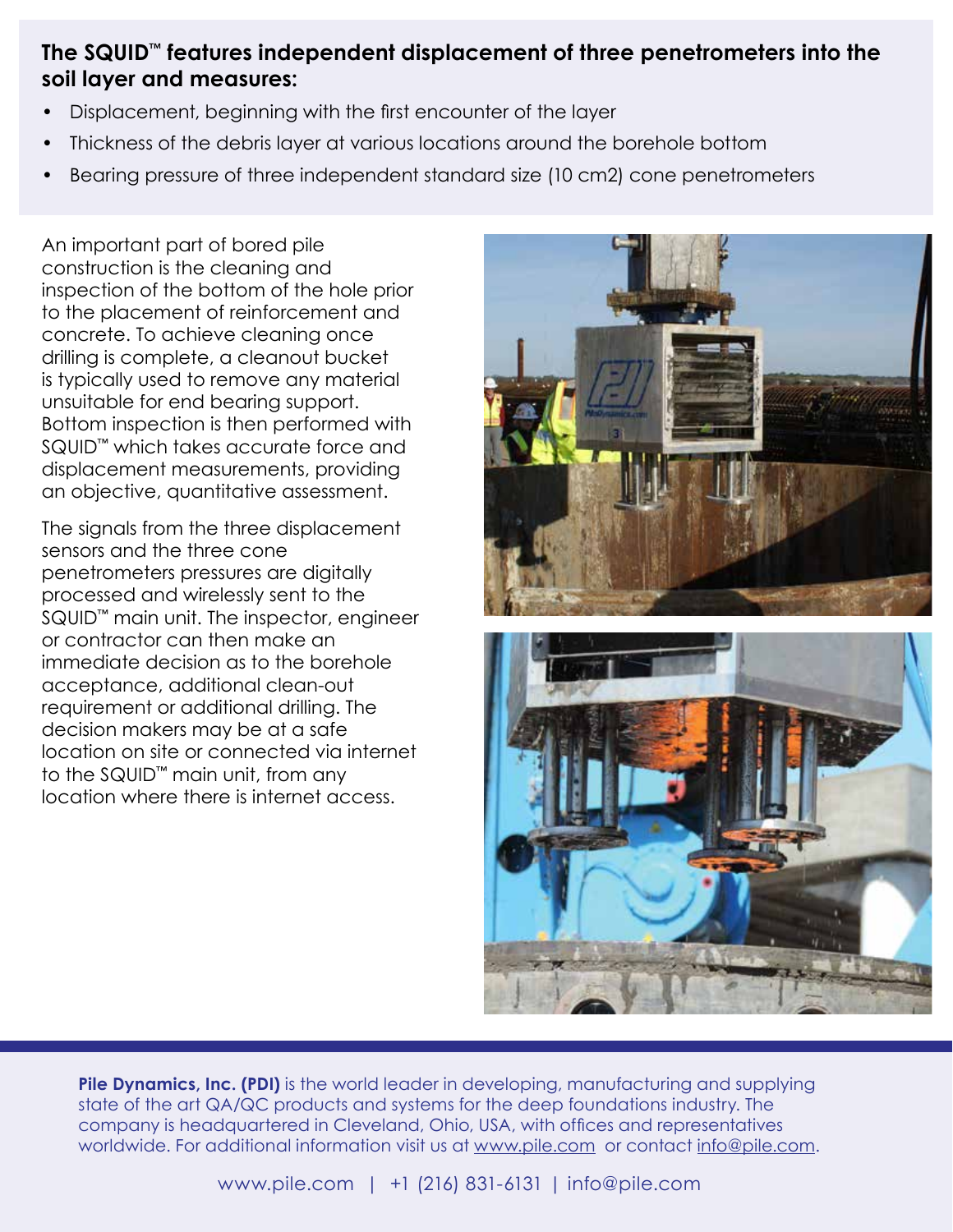**The SQUID™ features independent displacement of three penetrometers into the soil layer and measures:**

- Displacement, beginning with the first encounter of the layer
- Thickness of the debris layer at various locations around the borehole bottom
- Bearing pressure of three independent standard size (10 cm2) cone penetrometers

An important part of bored pile construction is the cleaning and inspection of the bottom of the hole prior to the placement of reinforcement and concrete. To achieve cleaning once drilling is complete, a cleanout bucket is typically used to remove any material unsuitable for end bearing support. Bottom inspection is then performed with SQUID™ which takes accurate force and displacement measurements, providing an objective, quantitative assessment.

The signals from the three displacement sensors and the three cone penetrometers pressures are digitally processed and wirelessly sent to the SQUID™ main unit. The inspector, engineer or contractor can then make an immediate decision as to the borehole acceptance, additional clean-out requirement or additional drilling. The decision makers may be at a safe location on site or connected via internet to the SQUID™ main unit, from any location where there is internet access.

**Pile Dynamics, Inc. (PDI)** is the world leader in developing, manufacturing and supplying state of the art QA/QC products and systems for the deep foundations industry. The company is headquartered in Cleveland, Ohio, USA, with offices and representatives worldwide. For additional information visit us at www.pile.com or contact info@pile.com.

www.pile.com | +1 (216) 831-6131 | info@pile.com